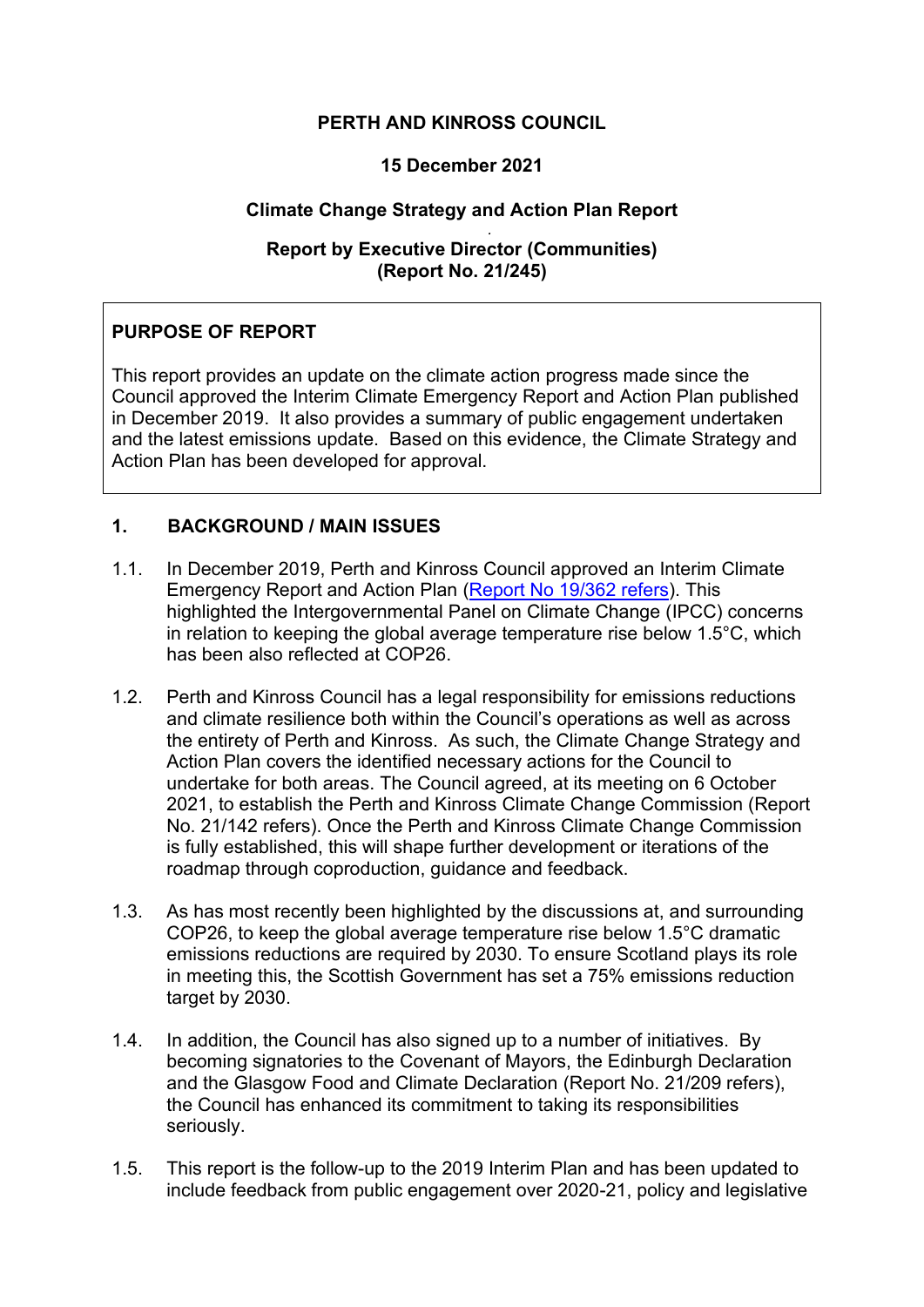**PERTH AND KINROSS COUNCIL**

**15 December 2021**

**Climate Change Strategy and Action Plan Report**

**Report by Executive Director (Communities)**
**(Report No. 21/245)**

## PURPOSE OF REPORT

This report provides an update on the climate action progress made since the Council approved the Interim Climate Emergency Report and Action Plan published in December 2019. It also provides a summary of public engagement undertaken and the latest emissions update. Based on this evidence, the Climate Strategy and Action Plan has been developed for approval.

## 1. BACKGROUND / MAIN ISSUES

1.1. In December 2019, Perth and Kinross Council approved an Interim Climate Emergency Report and Action Plan (Report No 19/362 refers). This highlighted the Intergovernmental Panel on Climate Change (IPCC) concerns in relation to keeping the global average temperature rise below 1.5°C, which has been also reflected at COP26.

1.2. Perth and Kinross Council has a legal responsibility for emissions reductions and climate resilience both within the Council's operations as well as across the entirety of Perth and Kinross. As such, the Climate Change Strategy and Action Plan covers the identified necessary actions for the Council to undertake for both areas. The Council agreed, at its meeting on 6 October 2021, to establish the Perth and Kinross Climate Change Commission (Report No. 21/142 refers). Once the Perth and Kinross Climate Change Commission is fully established, this will shape further development or iterations of the roadmap through coproduction, guidance and feedback.

1.3. As has most recently been highlighted by the discussions at, and surrounding COP26, to keep the global average temperature rise below 1.5°C dramatic emissions reductions are required by 2030. To ensure Scotland plays its role in meeting this, the Scottish Government has set a 75% emissions reduction target by 2030.

1.4. In addition, the Council has also signed up to a number of initiatives. By becoming signatories to the Covenant of Mayors, the Edinburgh Declaration and the Glasgow Food and Climate Declaration (Report No. 21/209 refers), the Council has enhanced its commitment to taking its responsibilities seriously.

1.5. This report is the follow-up to the 2019 Interim Plan and has been updated to include feedback from public engagement over 2020-21, policy and legislative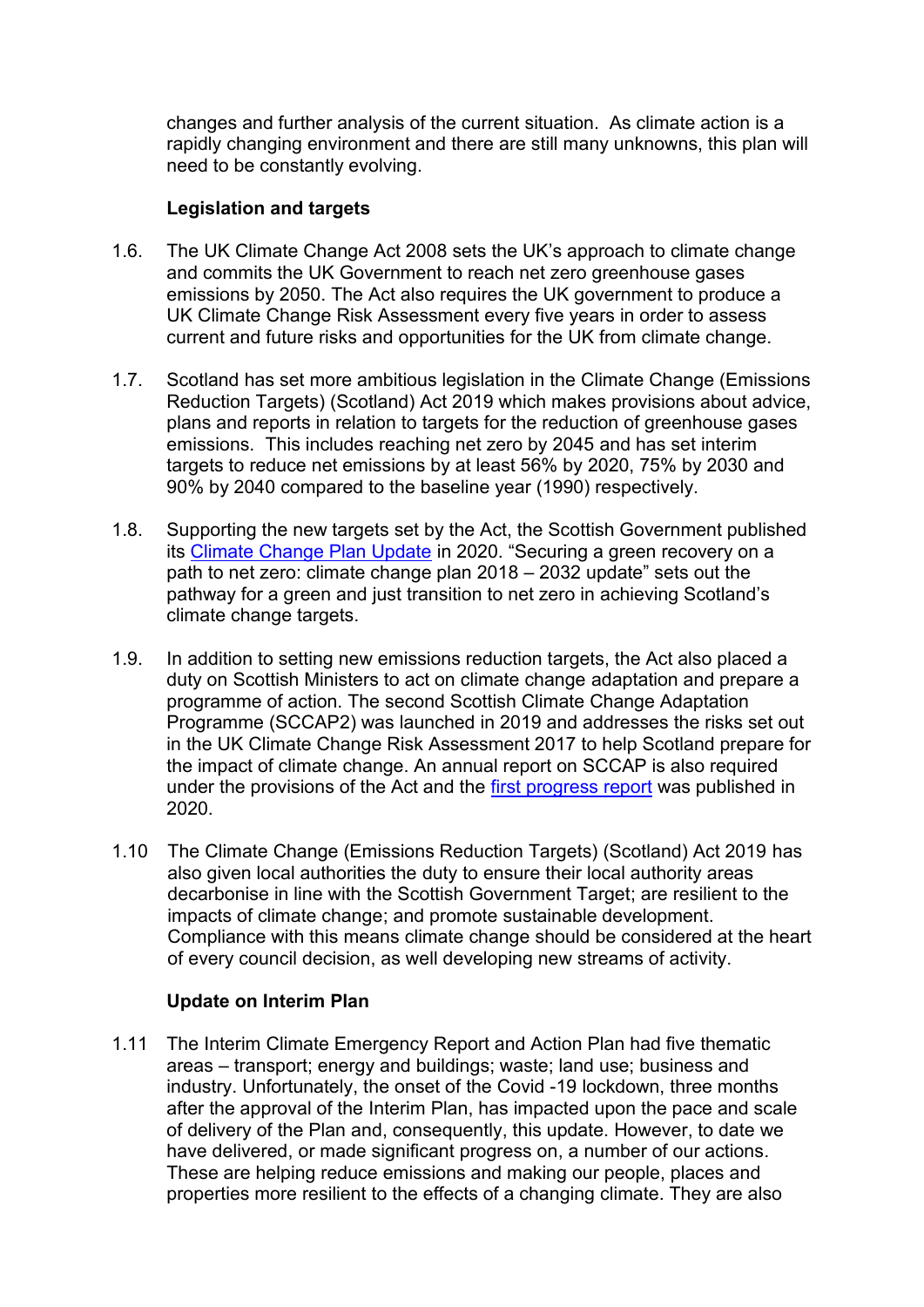changes and further analysis of the current situation. As climate action is a rapidly changing environment and there are still many unknowns, this plan will need to be constantly evolving.

### Legislation and targets

1.6. The UK Climate Change Act 2008 sets the UK's approach to climate change and commits the UK Government to reach net zero greenhouse gases emissions by 2050. The Act also requires the UK government to produce a UK Climate Change Risk Assessment every five years in order to assess current and future risks and opportunities for the UK from climate change.

1.7. Scotland has set more ambitious legislation in the Climate Change (Emissions Reduction Targets) (Scotland) Act 2019 which makes provisions about advice, plans and reports in relation to targets for the reduction of greenhouse gases emissions. This includes reaching net zero by 2045 and has set interim targets to reduce net emissions by at least 56% by 2020, 75% by 2030 and 90% by 2040 compared to the baseline year (1990) respectively.

1.8. Supporting the new targets set by the Act, the Scottish Government published its Climate Change Plan Update in 2020. "Securing a green recovery on a path to net zero: climate change plan 2018 – 2032 update" sets out the pathway for a green and just transition to net zero in achieving Scotland's climate change targets.

1.9. In addition to setting new emissions reduction targets, the Act also placed a duty on Scottish Ministers to act on climate change adaptation and prepare a programme of action. The second Scottish Climate Change Adaptation Programme (SCCAP2) was launched in 2019 and addresses the risks set out in the UK Climate Change Risk Assessment 2017 to help Scotland prepare for the impact of climate change. An annual report on SCCAP is also required under the provisions of the Act and the first progress report was published in 2020.

1.10 The Climate Change (Emissions Reduction Targets) (Scotland) Act 2019 has also given local authorities the duty to ensure their local authority areas decarbonise in line with the Scottish Government Target; are resilient to the impacts of climate change; and promote sustainable development. Compliance with this means climate change should be considered at the heart of every council decision, as well developing new streams of activity.

### Update on Interim Plan

1.11 The Interim Climate Emergency Report and Action Plan had five thematic areas – transport; energy and buildings; waste; land use; business and industry. Unfortunately, the onset of the Covid -19 lockdown, three months after the approval of the Interim Plan, has impacted upon the pace and scale of delivery of the Plan and, consequently, this update. However, to date we have delivered, or made significant progress on, a number of our actions. These are helping reduce emissions and making our people, places and properties more resilient to the effects of a changing climate. They are also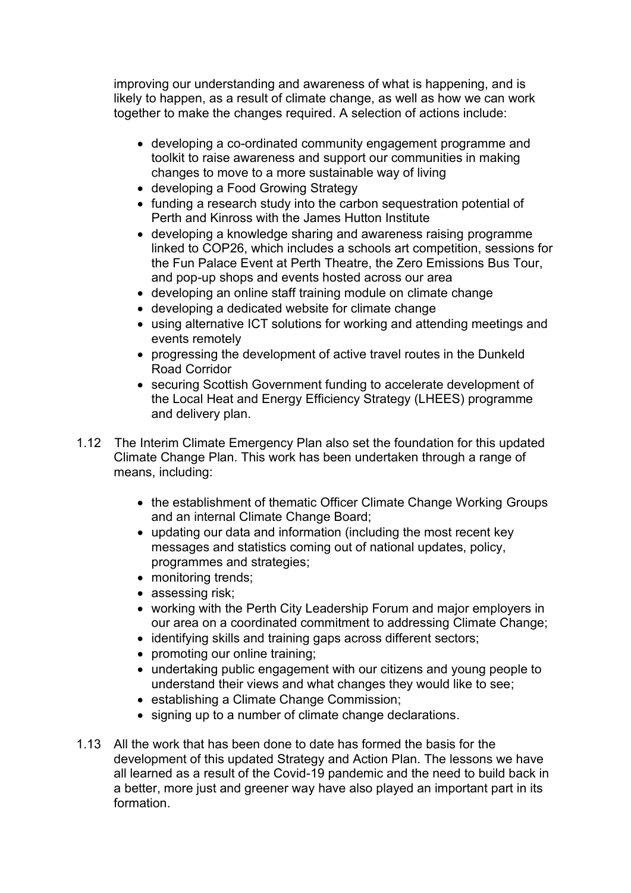improving our understanding and awareness of what is happening, and is likely to happen, as a result of climate change, as well as how we can work together to make the changes required. A selection of actions include:

- developing a co-ordinated community engagement programme and toolkit to raise awareness and support our communities in making changes to move to a more sustainable way of living
- developing a Food Growing Strategy
- funding a research study into the carbon sequestration potential of Perth and Kinross with the James Hutton Institute
- developing a knowledge sharing and awareness raising programme linked to COP26, which includes a schools art competition, sessions for the Fun Palace Event at Perth Theatre, the Zero Emissions Bus Tour, and pop-up shops and events hosted across our area
- developing an online staff training module on climate change
- developing a dedicated website for climate change
- using alternative ICT solutions for working and attending meetings and events remotely
- progressing the development of active travel routes in the Dunkeld Road Corridor
- securing Scottish Government funding to accelerate development of the Local Heat and Energy Efficiency Strategy (LHEES) programme and delivery plan.

1.12 The Interim Climate Emergency Plan also set the foundation for this updated Climate Change Plan. This work has been undertaken through a range of means, including:

- the establishment of thematic Officer Climate Change Working Groups and an internal Climate Change Board;
- updating our data and information (including the most recent key messages and statistics coming out of national updates, policy, programmes and strategies;
- monitoring trends;
- assessing risk;
- working with the Perth City Leadership Forum and major employers in our area on a coordinated commitment to addressing Climate Change;
- identifying skills and training gaps across different sectors;
- promoting our online training;
- undertaking public engagement with our citizens and young people to understand their views and what changes they would like to see;
- establishing a Climate Change Commission;
- signing up to a number of climate change declarations.

1.13 All the work that has been done to date has formed the basis for the development of this updated Strategy and Action Plan. The lessons we have all learned as a result of the Covid-19 pandemic and the need to build back in a better, more just and greener way have also played an important part in its formation.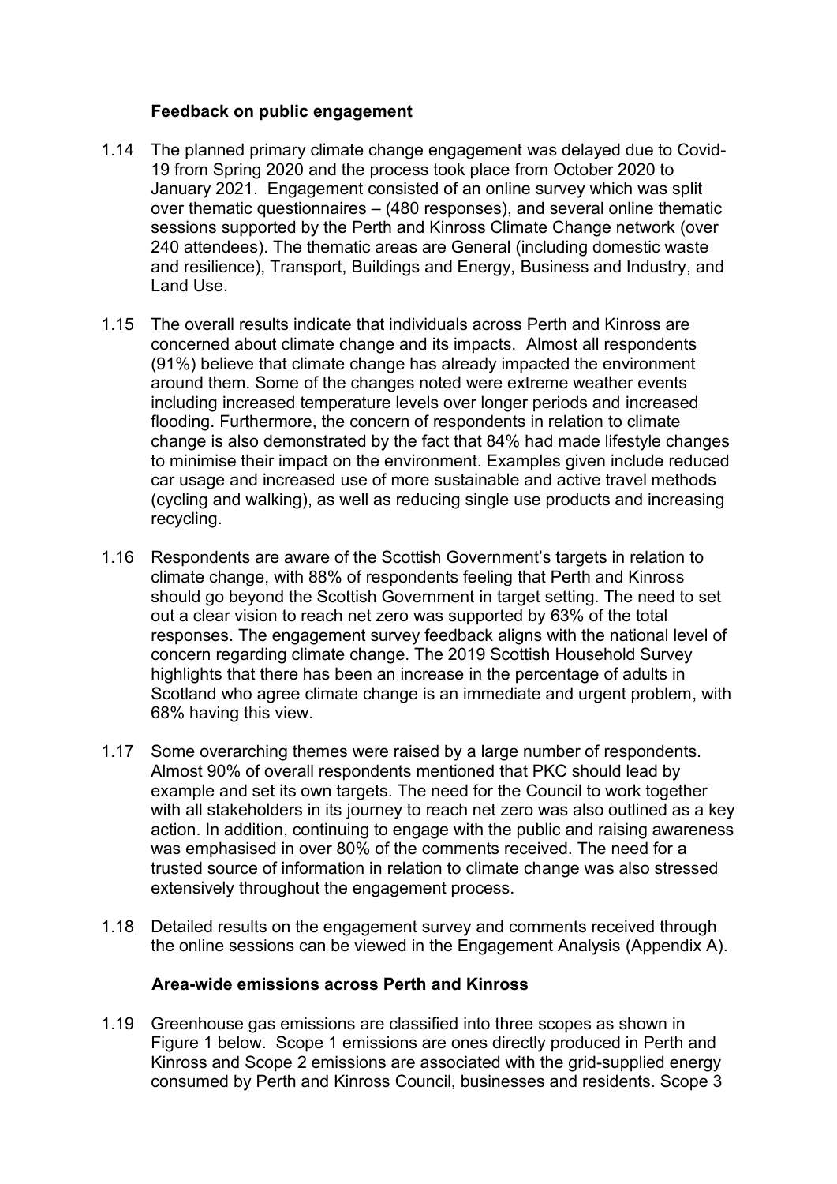### Feedback on public engagement

1.14 The planned primary climate change engagement was delayed due to Covid-19 from Spring 2020 and the process took place from October 2020 to January 2021. Engagement consisted of an online survey which was split over thematic questionnaires – (480 responses), and several online thematic sessions supported by the Perth and Kinross Climate Change network (over 240 attendees). The thematic areas are General (including domestic waste and resilience), Transport, Buildings and Energy, Business and Industry, and Land Use.

1.15 The overall results indicate that individuals across Perth and Kinross are concerned about climate change and its impacts. Almost all respondents (91%) believe that climate change has already impacted the environment around them. Some of the changes noted were extreme weather events including increased temperature levels over longer periods and increased flooding. Furthermore, the concern of respondents in relation to climate change is also demonstrated by the fact that 84% had made lifestyle changes to minimise their impact on the environment. Examples given include reduced car usage and increased use of more sustainable and active travel methods (cycling and walking), as well as reducing single use products and increasing recycling.

1.16 Respondents are aware of the Scottish Government's targets in relation to climate change, with 88% of respondents feeling that Perth and Kinross should go beyond the Scottish Government in target setting. The need to set out a clear vision to reach net zero was supported by 63% of the total responses. The engagement survey feedback aligns with the national level of concern regarding climate change. The 2019 Scottish Household Survey highlights that there has been an increase in the percentage of adults in Scotland who agree climate change is an immediate and urgent problem, with 68% having this view.

1.17 Some overarching themes were raised by a large number of respondents. Almost 90% of overall respondents mentioned that PKC should lead by example and set its own targets. The need for the Council to work together with all stakeholders in its journey to reach net zero was also outlined as a key action. In addition, continuing to engage with the public and raising awareness was emphasised in over 80% of the comments received. The need for a trusted source of information in relation to climate change was also stressed extensively throughout the engagement process.

1.18 Detailed results on the engagement survey and comments received through the online sessions can be viewed in the Engagement Analysis (Appendix A).

### Area-wide emissions across Perth and Kinross

1.19 Greenhouse gas emissions are classified into three scopes as shown in Figure 1 below. Scope 1 emissions are ones directly produced in Perth and Kinross and Scope 2 emissions are associated with the grid-supplied energy consumed by Perth and Kinross Council, businesses and residents. Scope 3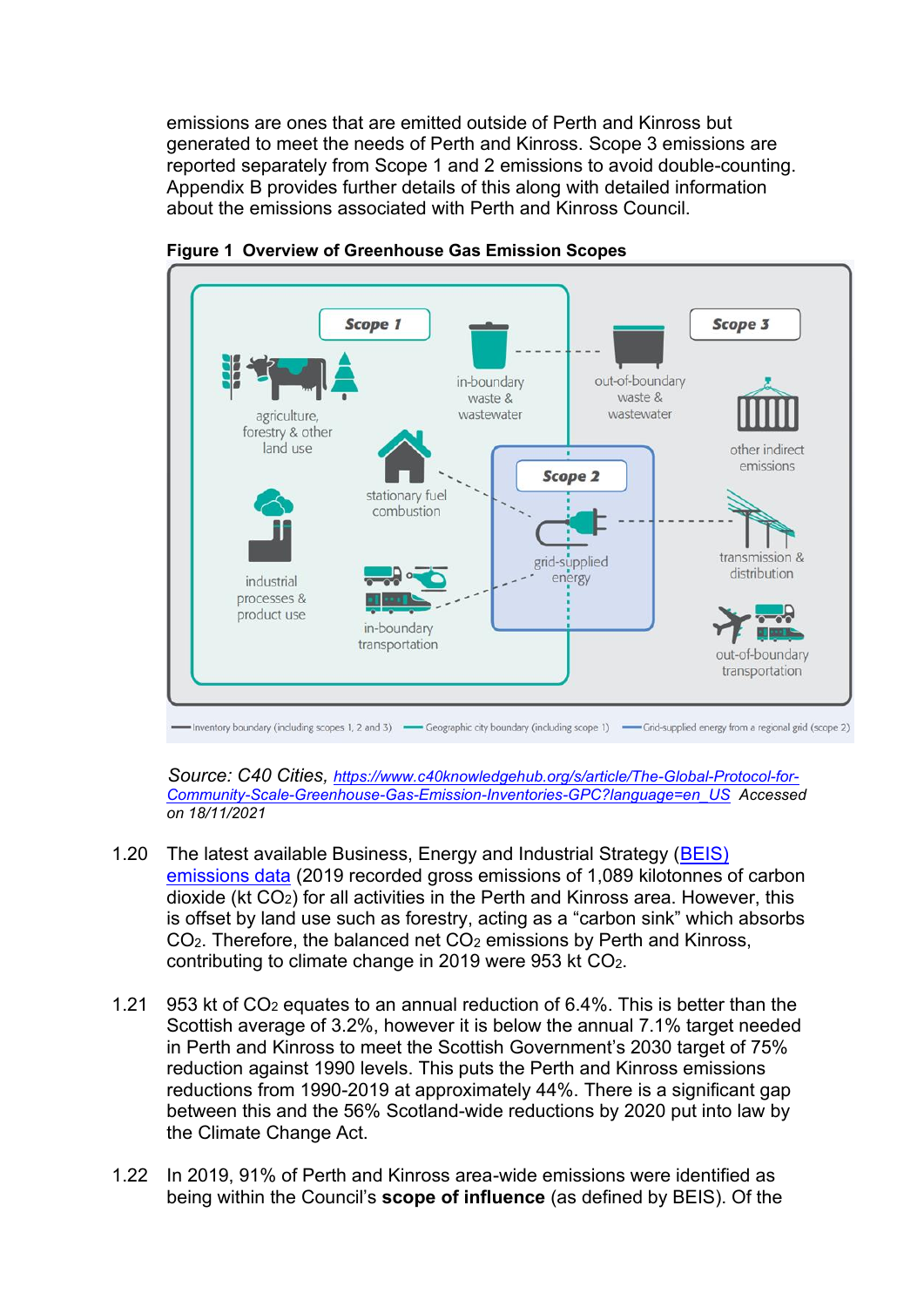emissions are ones that are emitted outside of Perth and Kinross but generated to meet the needs of Perth and Kinross. Scope 3 emissions are reported separately from Scope 1 and 2 emissions to avoid double-counting. Appendix B provides further details of this along with detailed information about the emissions associated with Perth and Kinross Council.

**Figure 1 Overview of Greenhouse Gas Emission Scopes**

*Source: C40 Cities,* [https://www.c40knowledgehub.org/s/article/The-Global-Protocol-for-Community-Scale-Greenhouse-Gas-Emission-Inventories-GPC?language=en_US](https://www.c40knowledgehub.org/s/article/The-Global-Protocol-for-Community-Scale-Greenhouse-Gas-Emission-Inventories-GPC?language=en_US) *Accessed on 18/11/2021*

1.20 The latest available Business, Energy and Industrial Strategy ([BEIS) emissions data](#) (2019 recorded gross emissions of 1,089 kilotonnes of carbon dioxide (kt $CO_2$) for all activities in the Perth and Kinross area. However, this is offset by land use such as forestry, acting as a "carbon sink" which absorbs $CO_2$. Therefore, the balanced net $CO_2$ emissions by Perth and Kinross, contributing to climate change in 2019 were 953 kt $CO_2$.

1.21 953 kt of $CO_2$ equates to an annual reduction of 6.4%. This is better than the Scottish average of 3.2%, however it is below the annual 7.1% target needed in Perth and Kinross to meet the Scottish Government's 2030 target of 75% reduction against 1990 levels. This puts the Perth and Kinross emissions reductions from 1990-2019 at approximately 44%. There is a significant gap between this and the 56% Scotland-wide reductions by 2020 put into law by the Climate Change Act.

1.22 In 2019, 91% of Perth and Kinross area-wide emissions were identified as being within the Council's **scope of influence** (as defined by BEIS). Of the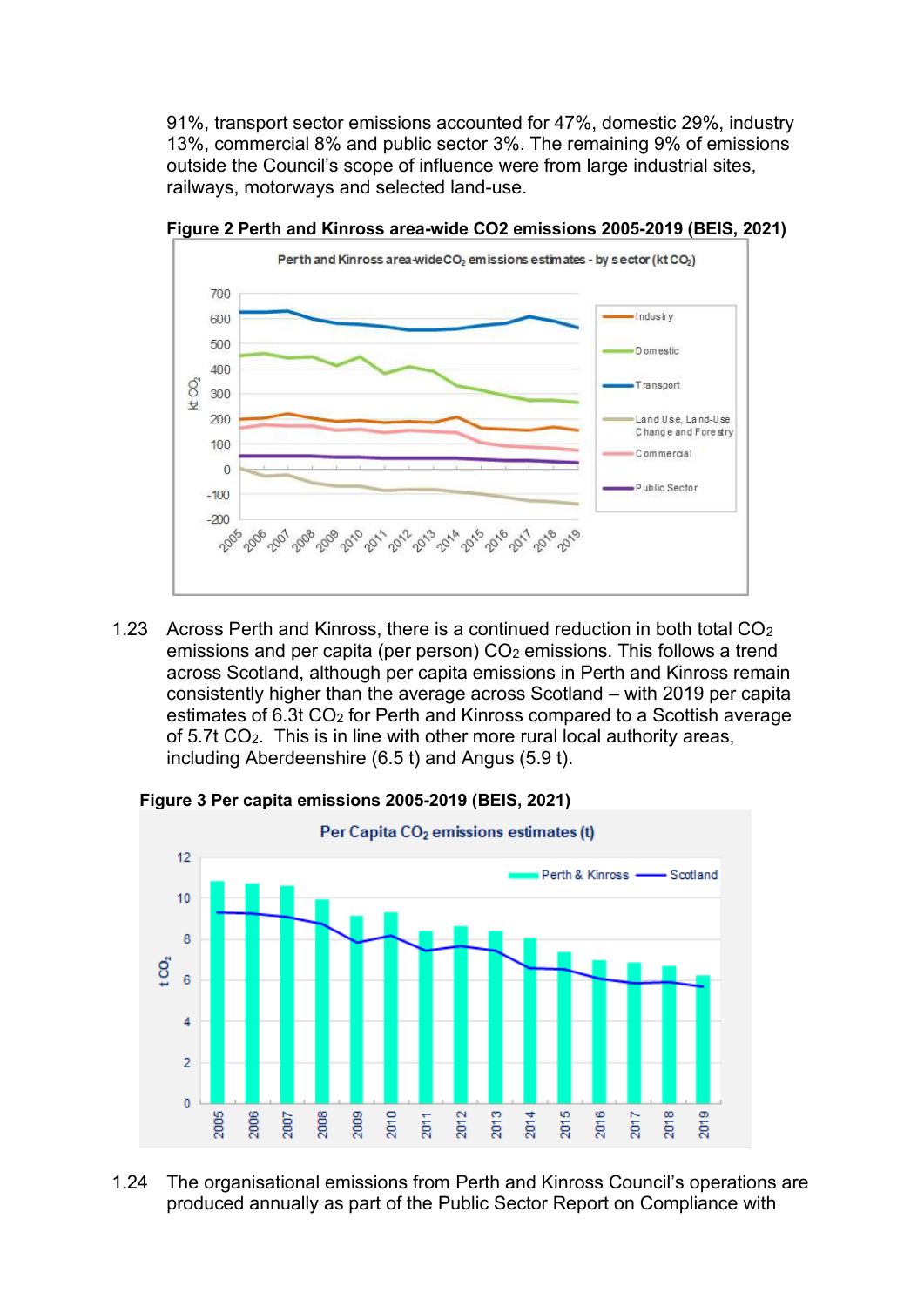91%, transport sector emissions accounted for 47%, domestic 29%, industry 13%, commercial 8% and public sector 3%. The remaining 9% of emissions outside the Council's scope of influence were from large industrial sites, railways, motorways and selected land-use.

**Figure 2 Perth and Kinross area-wide CO2 emissions 2005-2019 (BEIS, 2021)**

1.23 Across Perth and Kinross, there is a continued reduction in both total $CO_2$ emissions and per capita (per person) $CO_2$ emissions. This follows a trend across Scotland, although per capita emissions in Perth and Kinross remain consistently higher than the average across Scotland – with 2019 per capita estimates of 6.3t $CO_2$ for Perth and Kinross compared to a Scottish average of 5.7t $CO_2$. This is in line with other more rural local authority areas, including Aberdeenshire (6.5 t) and Angus (5.9 t).

**Figure 3 Per capita emissions 2005-2019 (BEIS, 2021)**

1.24 The organisational emissions from Perth and Kinross Council's operations are produced annually as part of the Public Sector Report on Compliance with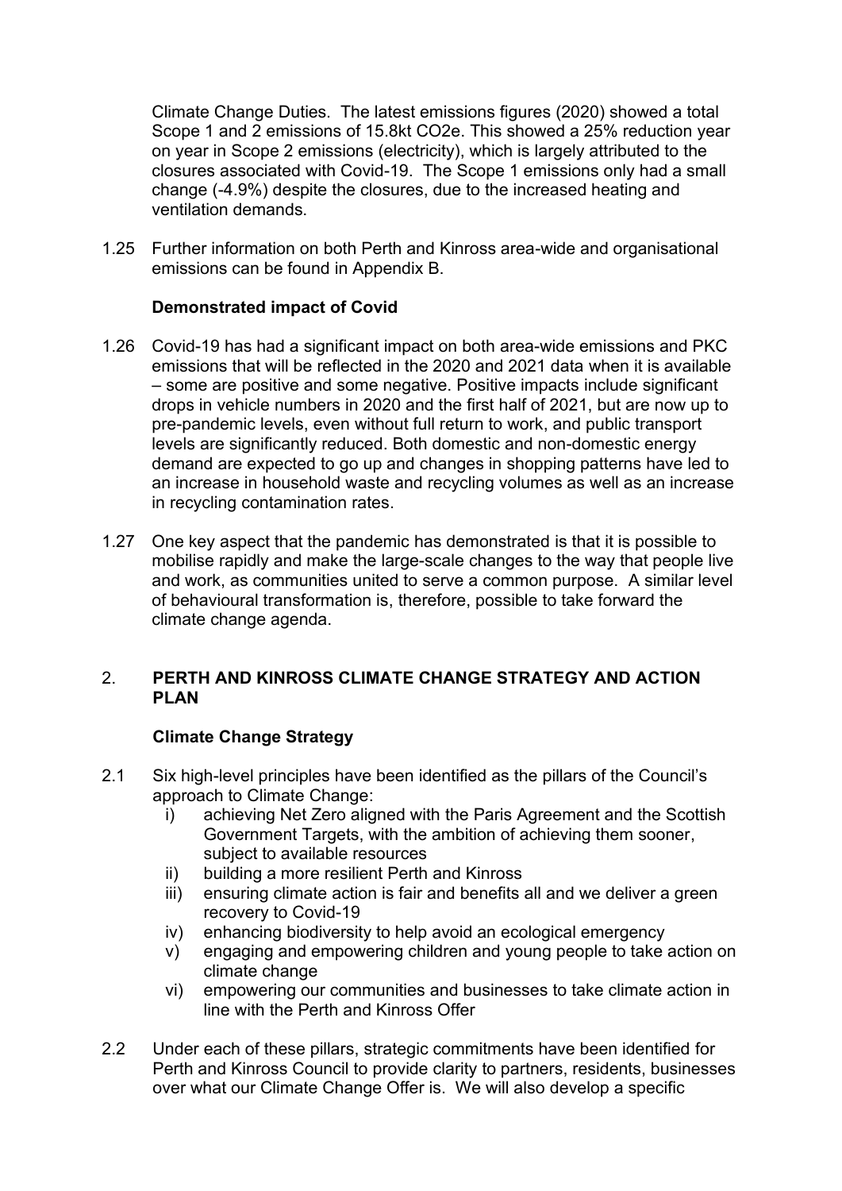Climate Change Duties. The latest emissions figures (2020) showed a total Scope 1 and 2 emissions of 15.8kt CO2e. This showed a 25% reduction year on year in Scope 2 emissions (electricity), which is largely attributed to the closures associated with Covid-19. The Scope 1 emissions only had a small change (-4.9%) despite the closures, due to the increased heating and ventilation demands.

1.25 Further information on both Perth and Kinross area-wide and organisational emissions can be found in Appendix B.

**Demonstrated impact of Covid**

1.26 Covid-19 has had a significant impact on both area-wide emissions and PKC emissions that will be reflected in the 2020 and 2021 data when it is available – some are positive and some negative. Positive impacts include significant drops in vehicle numbers in 2020 and the first half of 2021, but are now up to pre-pandemic levels, even without full return to work, and public transport levels are significantly reduced. Both domestic and non-domestic energy demand are expected to go up and changes in shopping patterns have led to an increase in household waste and recycling volumes as well as an increase in recycling contamination rates.

1.27 One key aspect that the pandemic has demonstrated is that it is possible to mobilise rapidly and make the large-scale changes to the way that people live and work, as communities united to serve a common purpose. A similar level of behavioural transformation is, therefore, possible to take forward the climate change agenda.

## 2. PERTH AND KINROSS CLIMATE CHANGE STRATEGY AND ACTION PLAN

**Climate Change Strategy**

2.1 Six high-level principles have been identified as the pillars of the Council's approach to Climate Change:

i) achieving Net Zero aligned with the Paris Agreement and the Scottish Government Targets, with the ambition of achieving them sooner, subject to available resources
ii) building a more resilient Perth and Kinross
iii) ensuring climate action is fair and benefits all and we deliver a green recovery to Covid-19
iv) enhancing biodiversity to help avoid an ecological emergency
v) engaging and empowering children and young people to take action on climate change
vi) empowering our communities and businesses to take climate action in line with the Perth and Kinross Offer

2.2 Under each of these pillars, strategic commitments have been identified for Perth and Kinross Council to provide clarity to partners, residents, businesses over what our Climate Change Offer is. We will also develop a specific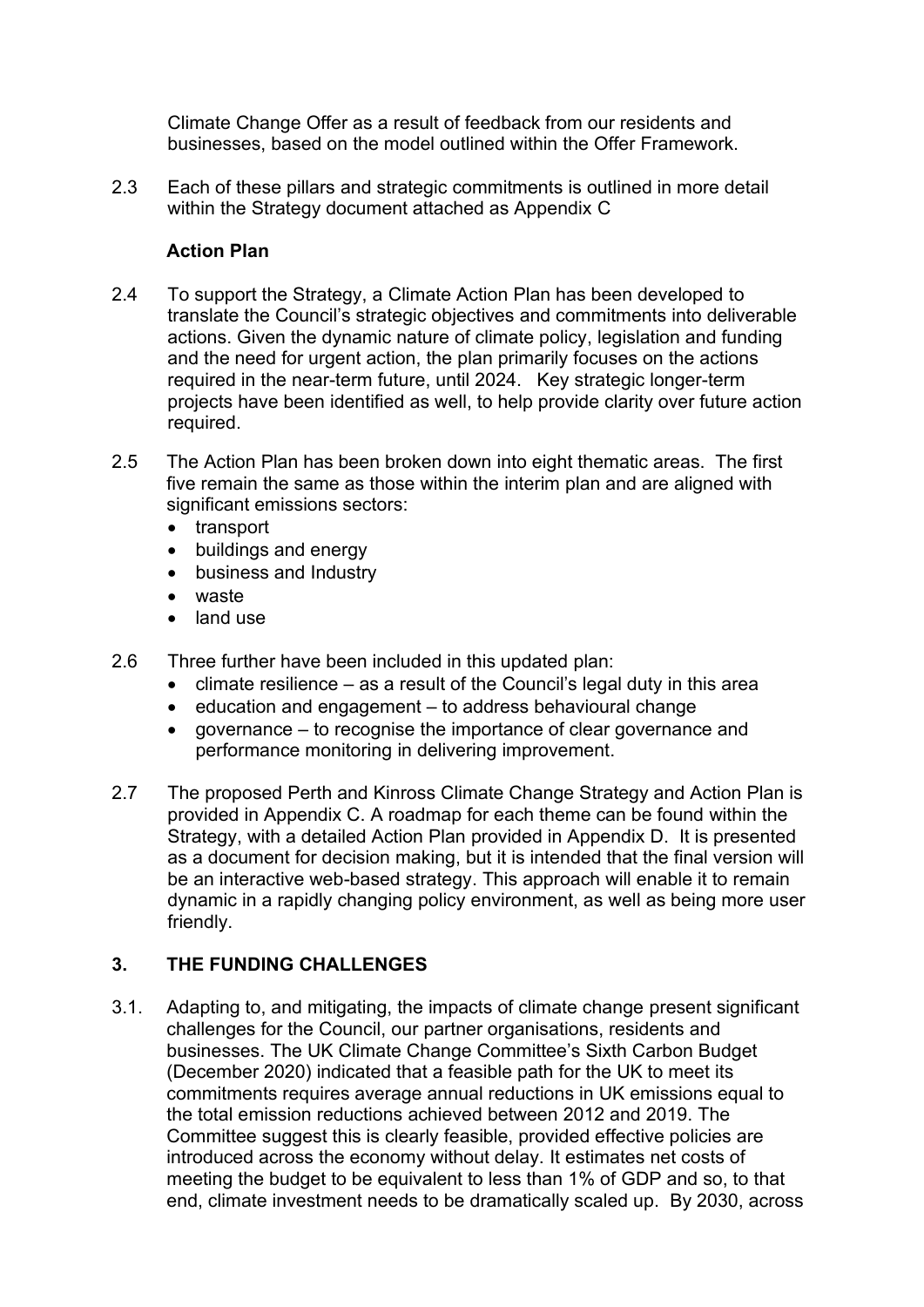Climate Change Offer as a result of feedback from our residents and businesses, based on the model outlined within the Offer Framework.

2.3 Each of these pillars and strategic commitments is outlined in more detail within the Strategy document attached as Appendix C

**Action Plan**

2.4 To support the Strategy, a Climate Action Plan has been developed to translate the Council's strategic objectives and commitments into deliverable actions. Given the dynamic nature of climate policy, legislation and funding and the need for urgent action, the plan primarily focuses on the actions required in the near-term future, until 2024. Key strategic longer-term projects have been identified as well, to help provide clarity over future action required.

2.5 The Action Plan has been broken down into eight thematic areas. The first five remain the same as those within the interim plan and are aligned with significant emissions sectors:

- transport
- buildings and energy
- business and Industry
- waste
- land use

2.6 Three further have been included in this updated plan:

- climate resilience – as a result of the Council's legal duty in this area
- education and engagement – to address behavioural change
- governance – to recognise the importance of clear governance and performance monitoring in delivering improvement.

2.7 The proposed Perth and Kinross Climate Change Strategy and Action Plan is provided in Appendix C. A roadmap for each theme can be found within the Strategy, with a detailed Action Plan provided in Appendix D. It is presented as a document for decision making, but it is intended that the final version will be an interactive web-based strategy. This approach will enable it to remain dynamic in a rapidly changing policy environment, as well as being more user friendly.

## 3. THE FUNDING CHALLENGES

3.1. Adapting to, and mitigating, the impacts of climate change present significant challenges for the Council, our partner organisations, residents and businesses. The UK Climate Change Committee's Sixth Carbon Budget (December 2020) indicated that a feasible path for the UK to meet its commitments requires average annual reductions in UK emissions equal to the total emission reductions achieved between 2012 and 2019. The Committee suggest this is clearly feasible, provided effective policies are introduced across the economy without delay. It estimates net costs of meeting the budget to be equivalent to less than 1% of GDP and so, to that end, climate investment needs to be dramatically scaled up. By 2030, across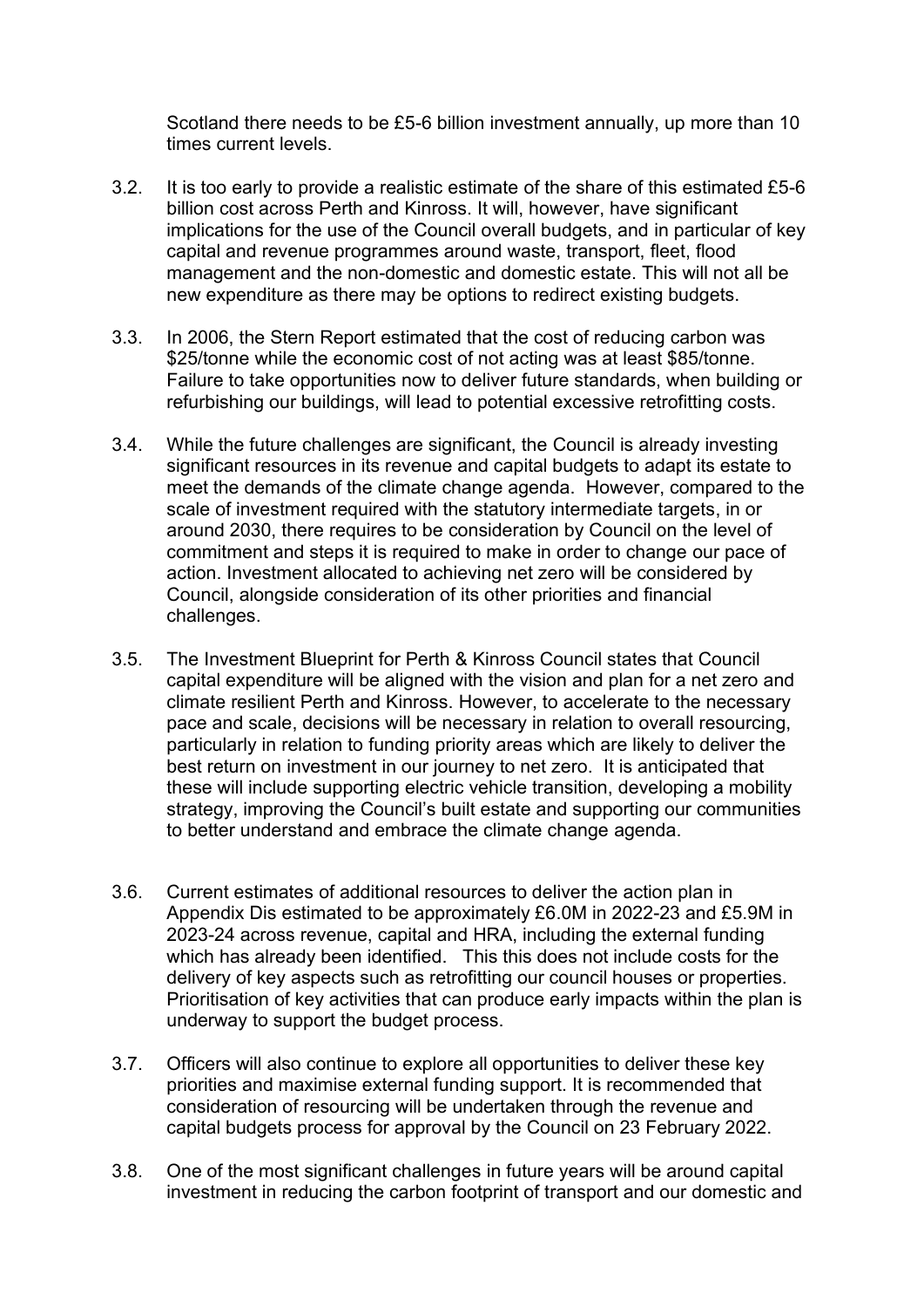Scotland there needs to be £5-6 billion investment annually, up more than 10 times current levels.

3.2. It is too early to provide a realistic estimate of the share of this estimated £5-6 billion cost across Perth and Kinross. It will, however, have significant implications for the use of the Council overall budgets, and in particular of key capital and revenue programmes around waste, transport, fleet, flood management and the non-domestic and domestic estate. This will not all be new expenditure as there may be options to redirect existing budgets.

3.3. In 2006, the Stern Report estimated that the cost of reducing carbon was \$25/tonne while the economic cost of not acting was at least \$85/tonne. Failure to take opportunities now to deliver future standards, when building or refurbishing our buildings, will lead to potential excessive retrofitting costs.

3.4. While the future challenges are significant, the Council is already investing significant resources in its revenue and capital budgets to adapt its estate to meet the demands of the climate change agenda. However, compared to the scale of investment required with the statutory intermediate targets, in or around 2030, there requires to be consideration by Council on the level of commitment and steps it is required to make in order to change our pace of action. Investment allocated to achieving net zero will be considered by Council, alongside consideration of its other priorities and financial challenges.

3.5. The Investment Blueprint for Perth & Kinross Council states that Council capital expenditure will be aligned with the vision and plan for a net zero and climate resilient Perth and Kinross. However, to accelerate to the necessary pace and scale, decisions will be necessary in relation to overall resourcing, particularly in relation to funding priority areas which are likely to deliver the best return on investment in our journey to net zero. It is anticipated that these will include supporting electric vehicle transition, developing a mobility strategy, improving the Council's built estate and supporting our communities to better understand and embrace the climate change agenda.

3.6. Current estimates of additional resources to deliver the action plan in Appendix Dis estimated to be approximately £6.0M in 2022-23 and £5.9M in 2023-24 across revenue, capital and HRA, including the external funding which has already been identified. This this does not include costs for the delivery of key aspects such as retrofitting our council houses or properties. Prioritisation of key activities that can produce early impacts within the plan is underway to support the budget process.

3.7. Officers will also continue to explore all opportunities to deliver these key priorities and maximise external funding support. It is recommended that consideration of resourcing will be undertaken through the revenue and capital budgets process for approval by the Council on 23 February 2022.

3.8. One of the most significant challenges in future years will be around capital investment in reducing the carbon footprint of transport and our domestic and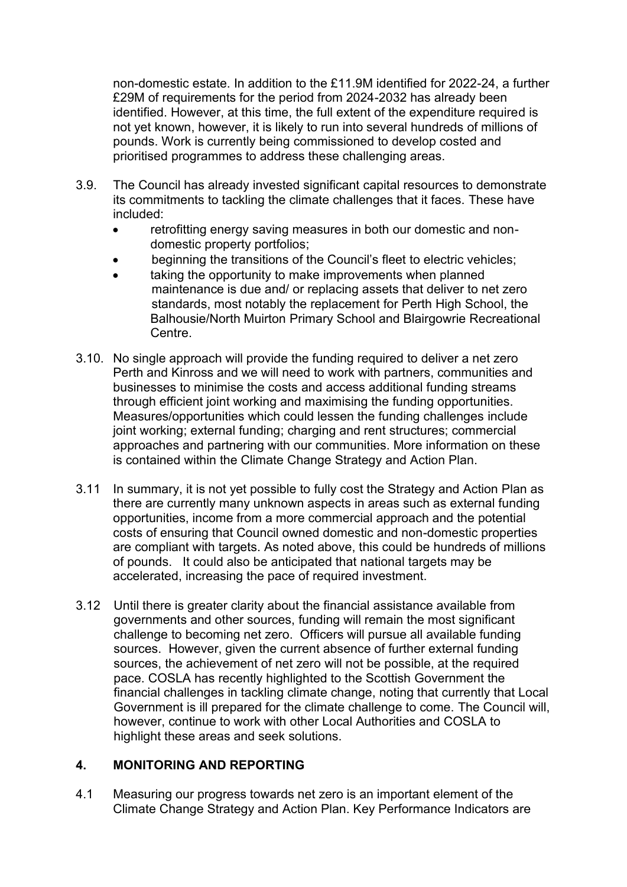non-domestic estate. In addition to the £11.9M identified for 2022-24, a further £29M of requirements for the period from 2024-2032 has already been identified. However, at this time, the full extent of the expenditure required is not yet known, however, it is likely to run into several hundreds of millions of pounds. Work is currently being commissioned to develop costed and prioritised programmes to address these challenging areas.

3.9. The Council has already invested significant capital resources to demonstrate its commitments to tackling the climate challenges that it faces. These have included:

- retrofitting energy saving measures in both our domestic and non-domestic property portfolios;
- beginning the transitions of the Council's fleet to electric vehicles;
- taking the opportunity to make improvements when planned maintenance is due and/ or replacing assets that deliver to net zero standards, most notably the replacement for Perth High School, the Balhousie/North Muirton Primary School and Blairgowrie Recreational Centre.

3.10. No single approach will provide the funding required to deliver a net zero Perth and Kinross and we will need to work with partners, communities and businesses to minimise the costs and access additional funding streams through efficient joint working and maximising the funding opportunities. Measures/opportunities which could lessen the funding challenges include joint working; external funding; charging and rent structures; commercial approaches and partnering with our communities. More information on these is contained within the Climate Change Strategy and Action Plan.

3.11 In summary, it is not yet possible to fully cost the Strategy and Action Plan as there are currently many unknown aspects in areas such as external funding opportunities, income from a more commercial approach and the potential costs of ensuring that Council owned domestic and non-domestic properties are compliant with targets. As noted above, this could be hundreds of millions of pounds. It could also be anticipated that national targets may be accelerated, increasing the pace of required investment.

3.12 Until there is greater clarity about the financial assistance available from governments and other sources, funding will remain the most significant challenge to becoming net zero. Officers will pursue all available funding sources. However, given the current absence of further external funding sources, the achievement of net zero will not be possible, at the required pace. COSLA has recently highlighted to the Scottish Government the financial challenges in tackling climate change, noting that currently that Local Government is ill prepared for the climate challenge to come. The Council will, however, continue to work with other Local Authorities and COSLA to highlight these areas and seek solutions.

## 4. MONITORING AND REPORTING

4.1 Measuring our progress towards net zero is an important element of the Climate Change Strategy and Action Plan. Key Performance Indicators are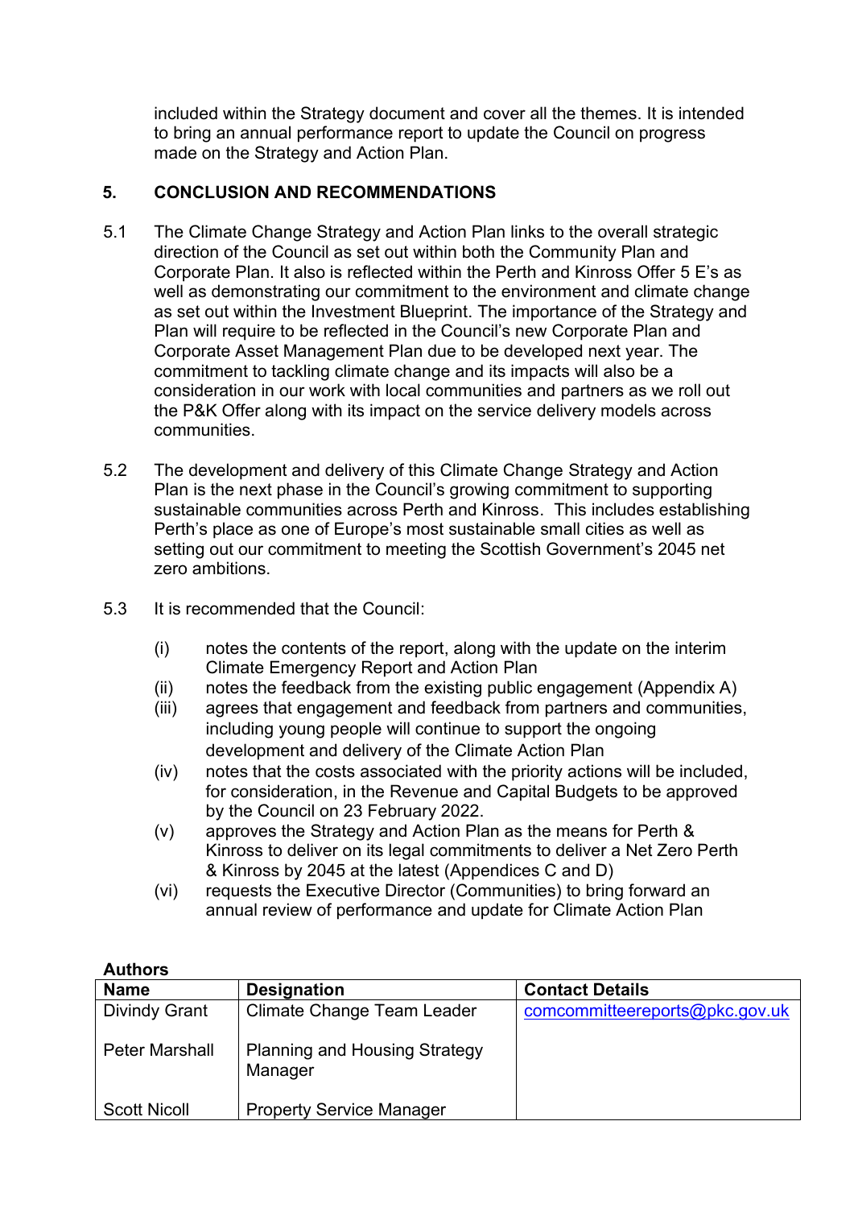included within the Strategy document and cover all the themes. It is intended to bring an annual performance report to update the Council on progress made on the Strategy and Action Plan.

## 5. CONCLUSION AND RECOMMENDATIONS

5.1 The Climate Change Strategy and Action Plan links to the overall strategic direction of the Council as set out within both the Community Plan and Corporate Plan. It also is reflected within the Perth and Kinross Offer 5 E's as well as demonstrating our commitment to the environment and climate change as set out within the Investment Blueprint. The importance of the Strategy and Plan will require to be reflected in the Council's new Corporate Plan and Corporate Asset Management Plan due to be developed next year. The commitment to tackling climate change and its impacts will also be a consideration in our work with local communities and partners as we roll out the P&K Offer along with its impact on the service delivery models across communities.

5.2 The development and delivery of this Climate Change Strategy and Action Plan is the next phase in the Council's growing commitment to supporting sustainable communities across Perth and Kinross. This includes establishing Perth's place as one of Europe's most sustainable small cities as well as setting out our commitment to meeting the Scottish Government's 2045 net zero ambitions.

5.3 It is recommended that the Council:

(i) notes the contents of the report, along with the update on the interim Climate Emergency Report and Action Plan
(ii) notes the feedback from the existing public engagement (Appendix A)
(iii) agrees that engagement and feedback from partners and communities, including young people will continue to support the ongoing development and delivery of the Climate Action Plan
(iv) notes that the costs associated with the priority actions will be included, for consideration, in the Revenue and Capital Budgets to be approved by the Council on 23 February 2022.
(v) approves the Strategy and Action Plan as the means for Perth & Kinross to deliver on its legal commitments to deliver a Net Zero Perth & Kinross by 2045 at the latest (Appendices C and D)
(vi) requests the Executive Director (Communities) to bring forward an annual review of performance and update for Climate Action Plan

**Authors**

| Name | Designation | Contact Details |
|---|---|---|
| Divindy Grant | Climate Change Team Leader | comcommitteereports@pkc.gov.uk |
| Peter Marshall | Planning and Housing Strategy Manager | |
| Scott Nicoll | Property Service Manager | |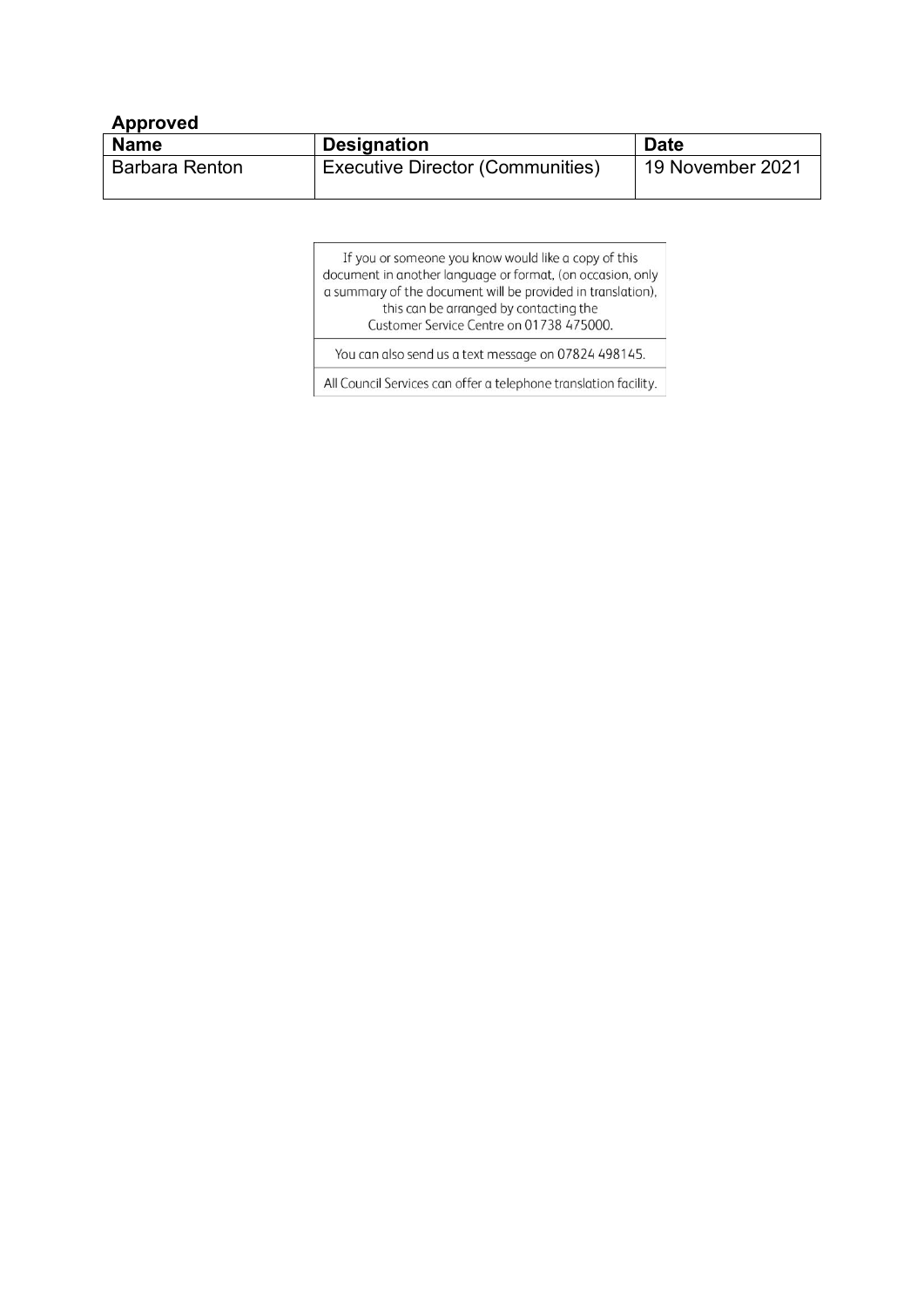**Approved**

| Name | Designation | Date |
|---|---|---|
| Barbara Renton | Executive Director (Communities) | 19 November 2021 |

| If you or someone you know would like a copy of this document in another language or format, (on occasion, only a summary of the document will be provided in translation), this can be arranged by contacting the Customer Service Centre on 01738 475000. |
|---|
| You can also send us a text message on 07824 498145. |
| All Council Services can offer a telephone translation facility. |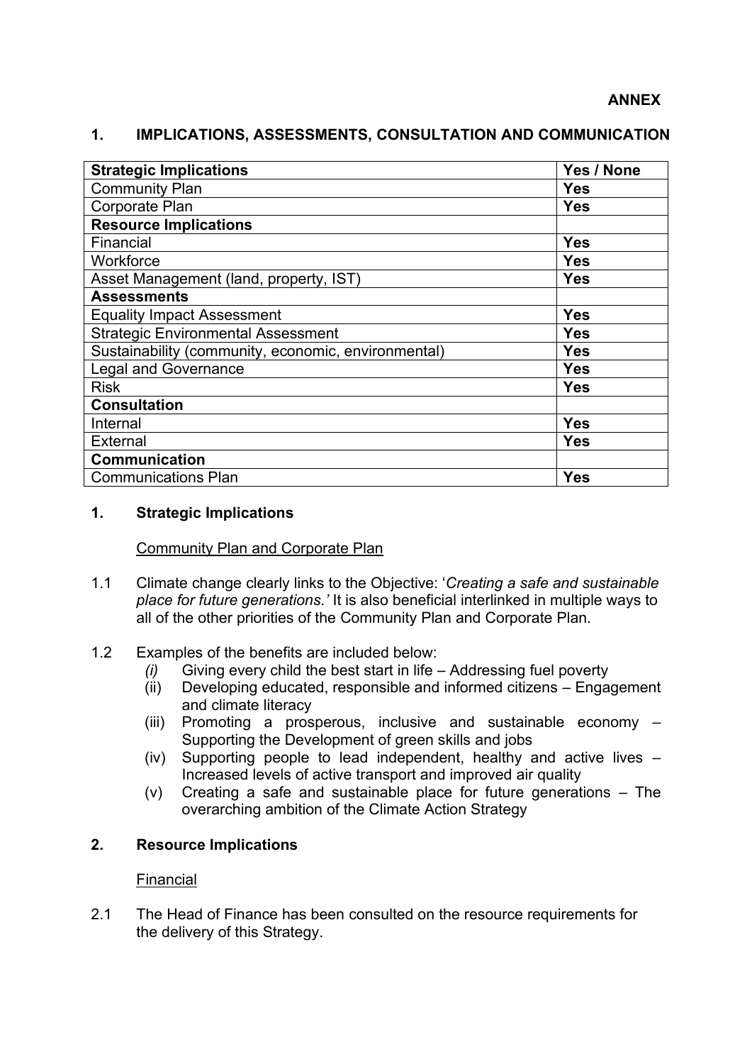**ANNEX**

## 1. IMPLICATIONS, ASSESSMENTS, CONSULTATION AND COMMUNICATION

| **Strategic Implications** | **Yes / None** |
|---|---|
| Community Plan | **Yes** |
| Corporate Plan | **Yes** |
| **Resource Implications** | |
| Financial | **Yes** |
| Workforce | **Yes** |
| Asset Management (land, property, IST) | **Yes** |
| **Assessments** | |
| Equality Impact Assessment | **Yes** |
| Strategic Environmental Assessment | **Yes** |
| Sustainability (community, economic, environmental) | **Yes** |
| Legal and Governance | **Yes** |
| Risk | **Yes** |
| **Consultation** | |
| Internal | **Yes** |
| External | **Yes** |
| **Communication** | |
| Communications Plan | **Yes** |

### 1. Strategic Implications

Community Plan and Corporate Plan

1.1 Climate change clearly links to the Objective: '*Creating a safe and sustainable place for future generations.'* It is also beneficial interlinked in multiple ways to all of the other priorities of the Community Plan and Corporate Plan.

1.2 Examples of the benefits are included below:

- *(i)* Giving every child the best start in life – Addressing fuel poverty
- (ii) Developing educated, responsible and informed citizens – Engagement and climate literacy
- (iii) Promoting a prosperous, inclusive and sustainable economy – Supporting the Development of green skills and jobs
- (iv) Supporting people to lead independent, healthy and active lives – Increased levels of active transport and improved air quality
- (v) Creating a safe and sustainable place for future generations – The overarching ambition of the Climate Action Strategy

### 2. Resource Implications

Financial

2.1 The Head of Finance has been consulted on the resource requirements for the delivery of this Strategy.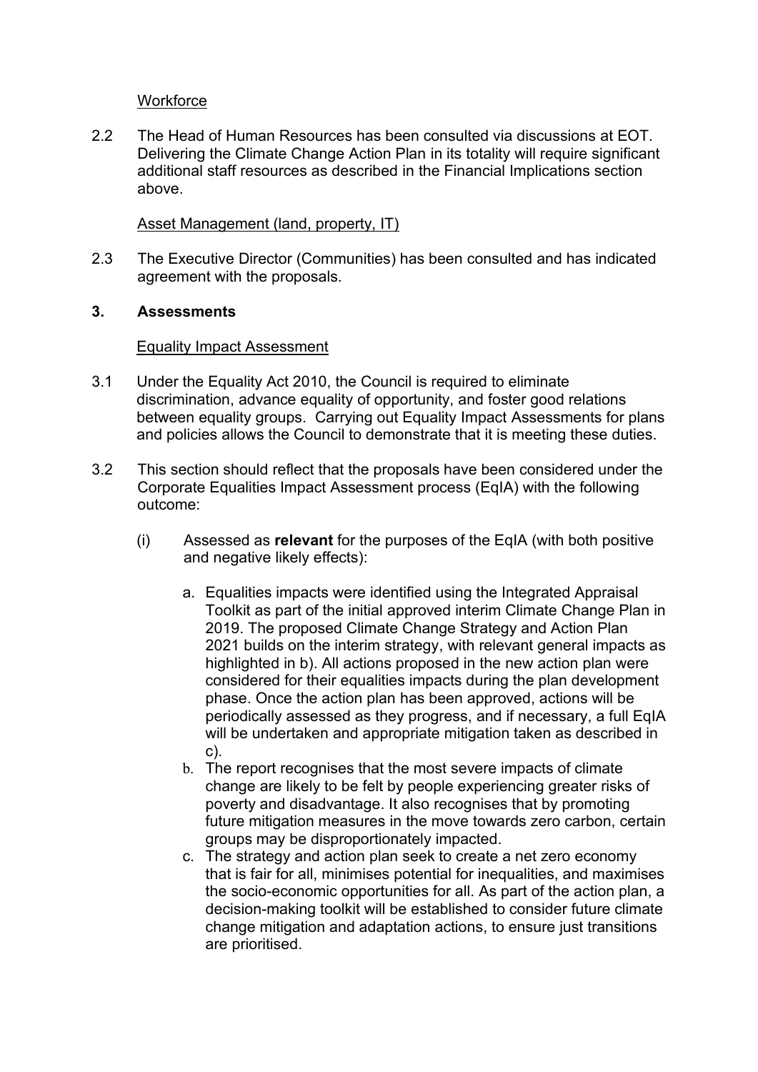Workforce

2.2 The Head of Human Resources has been consulted via discussions at EOT. Delivering the Climate Change Action Plan in its totality will require significant additional staff resources as described in the Financial Implications section above.

Asset Management (land, property, IT)

2.3 The Executive Director (Communities) has been consulted and has indicated agreement with the proposals.

## 3. Assessments

Equality Impact Assessment

3.1 Under the Equality Act 2010, the Council is required to eliminate discrimination, advance equality of opportunity, and foster good relations between equality groups. Carrying out Equality Impact Assessments for plans and policies allows the Council to demonstrate that it is meeting these duties.

3.2 This section should reflect that the proposals have been considered under the Corporate Equalities Impact Assessment process (EqIA) with the following outcome:

(i) Assessed as **relevant** for the purposes of the EqIA (with both positive and negative likely effects):

a. Equalities impacts were identified using the Integrated Appraisal Toolkit as part of the initial approved interim Climate Change Plan in 2019. The proposed Climate Change Strategy and Action Plan 2021 builds on the interim strategy, with relevant general impacts as highlighted in b). All actions proposed in the new action plan were considered for their equalities impacts during the plan development phase. Once the action plan has been approved, actions will be periodically assessed as they progress, and if necessary, a full EqIA will be undertaken and appropriate mitigation taken as described in c).

b. The report recognises that the most severe impacts of climate change are likely to be felt by people experiencing greater risks of poverty and disadvantage. It also recognises that by promoting future mitigation measures in the move towards zero carbon, certain groups may be disproportionately impacted.

c. The strategy and action plan seek to create a net zero economy that is fair for all, minimises potential for inequalities, and maximises the socio-economic opportunities for all. As part of the action plan, a decision-making toolkit will be established to consider future climate change mitigation and adaptation actions, to ensure just transitions are prioritised.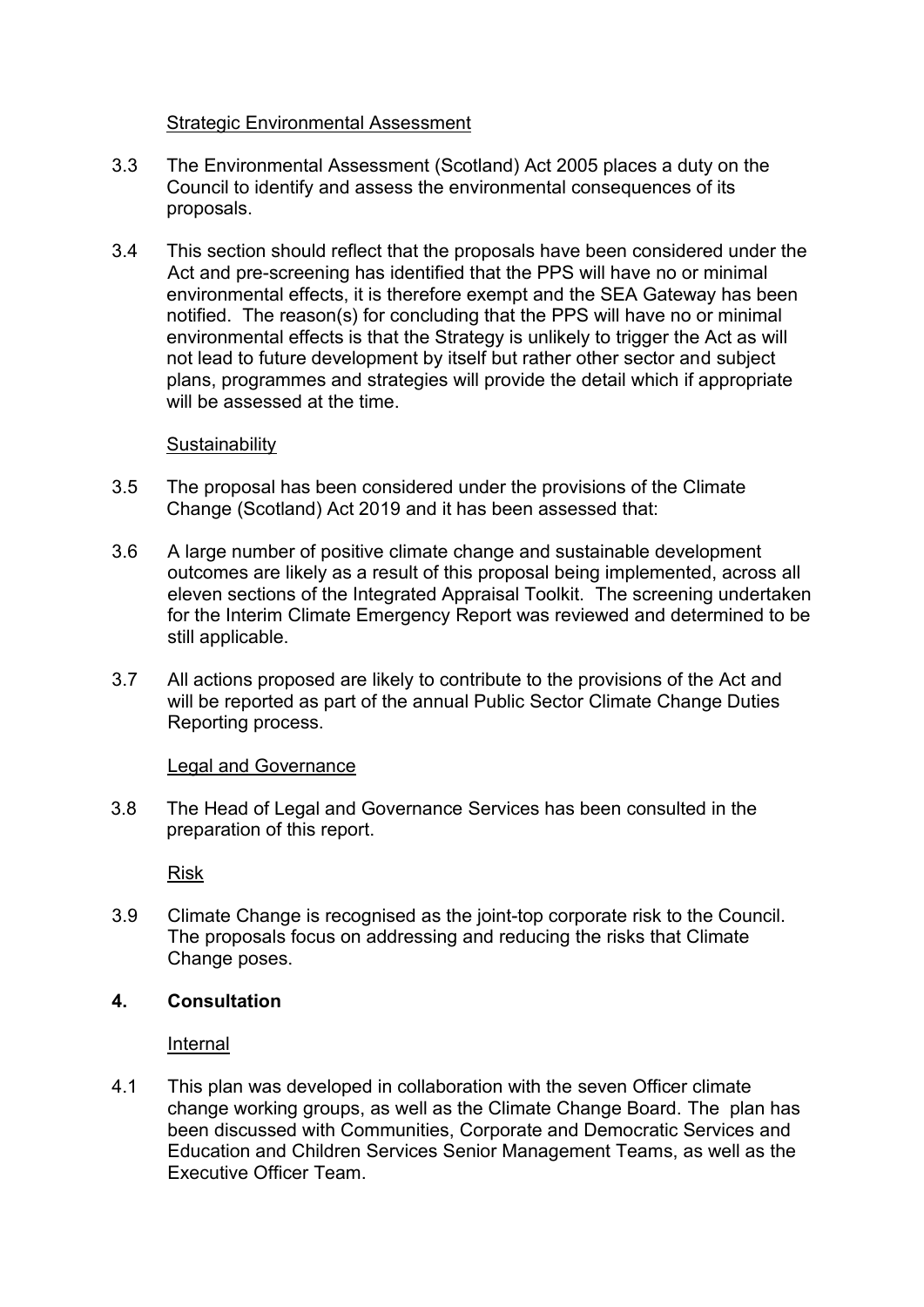Strategic Environmental Assessment

3.3 The Environmental Assessment (Scotland) Act 2005 places a duty on the Council to identify and assess the environmental consequences of its proposals.

3.4 This section should reflect that the proposals have been considered under the Act and pre-screening has identified that the PPS will have no or minimal environmental effects, it is therefore exempt and the SEA Gateway has been notified. The reason(s) for concluding that the PPS will have no or minimal environmental effects is that the Strategy is unlikely to trigger the Act as will not lead to future development by itself but rather other sector and subject plans, programmes and strategies will provide the detail which if appropriate will be assessed at the time.

Sustainability

3.5 The proposal has been considered under the provisions of the Climate Change (Scotland) Act 2019 and it has been assessed that:

3.6 A large number of positive climate change and sustainable development outcomes are likely as a result of this proposal being implemented, across all eleven sections of the Integrated Appraisal Toolkit. The screening undertaken for the Interim Climate Emergency Report was reviewed and determined to be still applicable.

3.7 All actions proposed are likely to contribute to the provisions of the Act and will be reported as part of the annual Public Sector Climate Change Duties Reporting process.

Legal and Governance

3.8 The Head of Legal and Governance Services has been consulted in the preparation of this report.

Risk

3.9 Climate Change is recognised as the joint-top corporate risk to the Council. The proposals focus on addressing and reducing the risks that Climate Change poses.

## 4. Consultation

Internal

4.1 This plan was developed in collaboration with the seven Officer climate change working groups, as well as the Climate Change Board. The plan has been discussed with Communities, Corporate and Democratic Services and Education and Children Services Senior Management Teams, as well as the Executive Officer Team.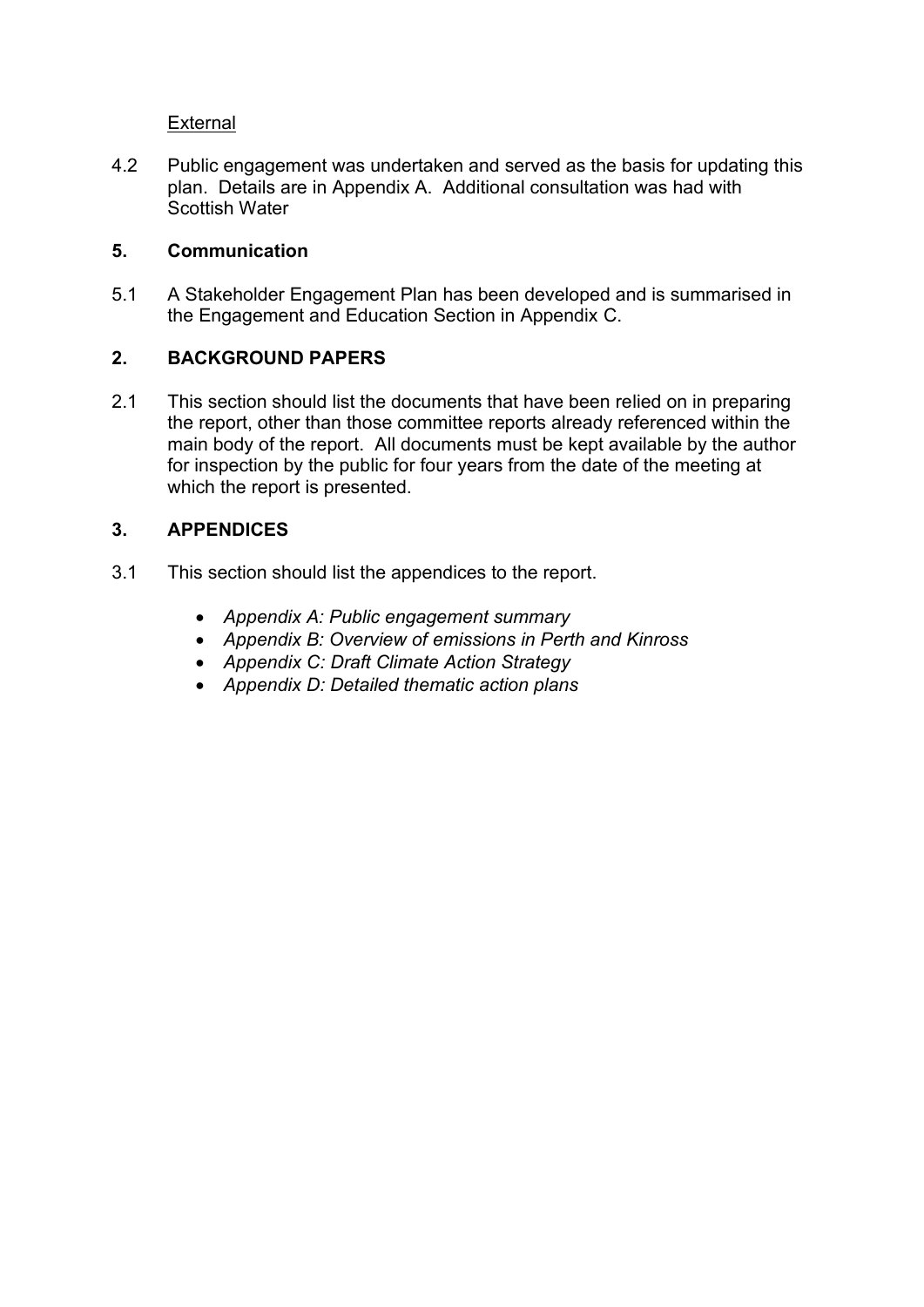External

4.2 Public engagement was undertaken and served as the basis for updating this plan. Details are in Appendix A. Additional consultation was had with Scottish Water

## 5. Communication

5.1 A Stakeholder Engagement Plan has been developed and is summarised in the Engagement and Education Section in Appendix C.

## 2. BACKGROUND PAPERS

2.1 This section should list the documents that have been relied on in preparing the report, other than those committee reports already referenced within the main body of the report. All documents must be kept available by the author for inspection by the public for four years from the date of the meeting at which the report is presented.

## 3. APPENDICES

3.1 This section should list the appendices to the report.

- *Appendix A: Public engagement summary*
- *Appendix B: Overview of emissions in Perth and Kinross*
- *Appendix C: Draft Climate Action Strategy*
- *Appendix D: Detailed thematic action plans*